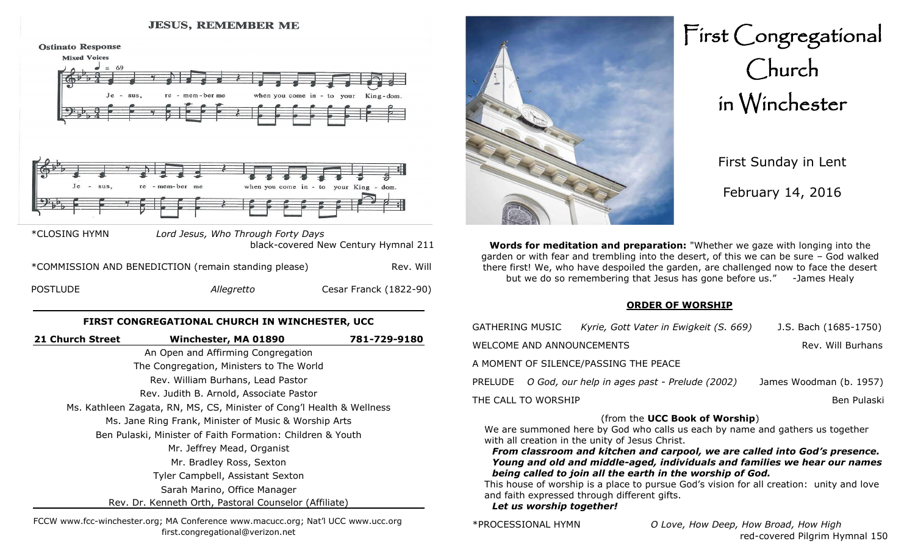## JESUS, REMEMBER ME

**Ostinato Response**

**Mixed Voices**

Je - sus, re - mem - ber me when you come in - to your King - dom.

Je - sus, re - mem - ber me when you come in - to your King - dom.

*CLOSING HYMN *Lord Jesus, Who Through Forty Days*
black-covered New Century Hymnal 211

*COMMISSION AND BENEDICTION (remain standing please) Rev. Will

POSTLUDE *Allegretto* Cesar Franck (1822-90)

---

**FIRST CONGREGATIONAL CHURCH IN WINCHESTER, UCC**

**21 Church Street** **Winchester, MA 01890** **781-729-9180**

An Open and Affirming Congregation
The Congregation, Ministers to The World
Rev. William Burhans, Lead Pastor
Rev. Judith B. Arnold, Associate Pastor
Ms. Kathleen Zagata, RN, MS, CS, Minister of Cong'l Health & Wellness
Ms. Jane Ring Frank, Minister of Music & Worship Arts
Ben Pulaski, Minister of Faith Formation: Children & Youth
Mr. Jeffrey Mead, Organist
Mr. Bradley Ross, Sexton
Tyler Campbell, Assistant Sexton
Sarah Marino, Office Manager
Rev. Dr. Kenneth Orth, Pastoral Counselor (Affiliate)

---

FCCW www.fcc-winchester.org; MA Conference www.macucc.org; Nat'l UCC www.ucc.org
first.congregational@verizon.net

# First Congregational Church in Winchester

First Sunday in Lent

February 14, 2016

**Words for meditation and preparation:** "Whether we gaze with longing into the garden or with fear and trembling into the desert, of this we can be sure – God walked there first! We, who have despoiled the garden, are challenged now to face the desert but we do so remembering that Jesus has gone before us." -James Healy

## ORDER OF WORSHIP

GATHERING MUSIC *Kyrie, Gott Vater in Ewigkeit (S. 669)* J.S. Bach (1685-1750)

WELCOME AND ANNOUNCEMENTS Rev. Will Burhans

A MOMENT OF SILENCE/PASSING THE PEACE

PRELUDE *O God, our help in ages past - Prelude (2002)* James Woodman (b. 1957)

THE CALL TO WORSHIP Ben Pulaski

(from the **UCC Book of Worship**)

We are summoned here by God who calls us each by name and gathers us together with all creation in the unity of Jesus Christ.

***From classroom and kitchen and carpool, we are called into God's presence. Young and old and middle-aged, individuals and families we hear our names being called to join all the earth in the worship of God.***

This house of worship is a place to pursue God's vision for all creation: unity and love and faith expressed through different gifts.

***Let us worship together!***

*PROCESSIONAL HYMN *O Love, How Deep, How Broad, How High*
red-covered Pilgrim Hymnal 150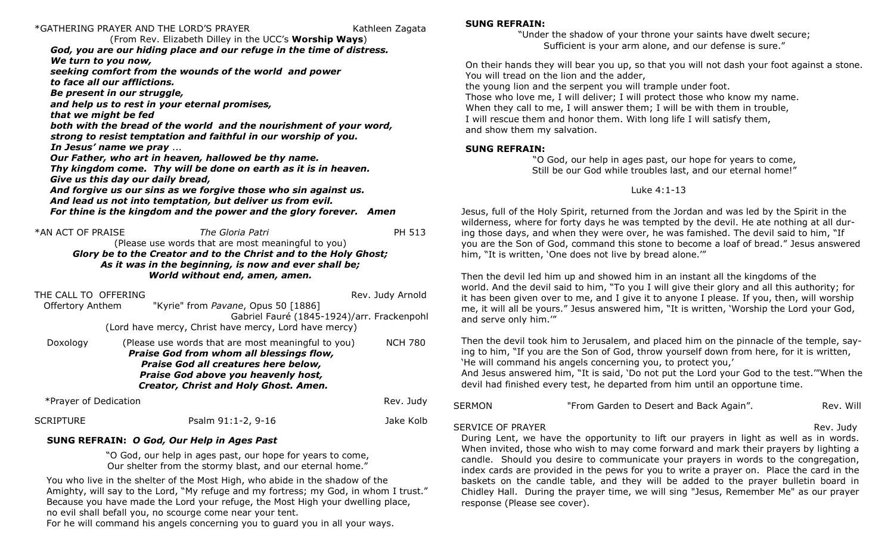\*GATHERING PRAYER AND THE LORD'S PRAYER — Kathleen Zagata

(From Rev. Elizabeth Dilley in the UCC's **Worship Ways**)

***God, you are our hiding place and our refuge in the time of distress.***
***We turn to you now,***
***seeking comfort from the wounds of the world and power***
***to face all our afflictions.***
***Be present in our struggle,***
***and help us to rest in your eternal promises,***
***that we might be fed***
***both with the bread of the world and the nourishment of your word,***
***strong to resist temptation and faithful in our worship of you.***
***In Jesus' name we pray …***
***Our Father, who art in heaven, hallowed be thy name.***
***Thy kingdom come. Thy will be done on earth as it is in heaven.***
***Give us this day our daily bread,***
***And forgive us our sins as we forgive those who sin against us.***
***And lead us not into temptation, but deliver us from evil.***
***For thine is the kingdom and the power and the glory forever. Amen***

\*AN ACT OF PRAISE — *The Gloria Patri* — PH 513

(Please use words that are most meaningful to you)

***Glory be to the Creator and to the Christ and to the Holy Ghost;***
***As it was in the beginning, is now and ever shall be;***
***World without end, amen, amen.***

THE CALL TO OFFERING — Rev. Judy Arnold

Offertory Anthem — "Kyrie" from *Pavane*, Opus 50 [1886] — Gabriel Fauré (1845-1924)/arr. Frackenpohl

(Lord have mercy, Christ have mercy, Lord have mercy)

Doxology — (Please use words that are most meaningful to you) — NCH 780

***Praise God from whom all blessings flow,***
***Praise God all creatures here below,***
***Praise God above you heavenly host,***
***Creator, Christ and Holy Ghost. Amen.***

\*Prayer of Dedication — Rev. Judy

SCRIPTURE — Psalm 91:1-2, 9-16 — Jake Kolb

**SUNG REFRAIN:** ***O God, Our Help in Ages Past***

"O God, our help in ages past, our hope for years to come,
Our shelter from the stormy blast, and our eternal home."

You who live in the shelter of the Most High, who abide in the shadow of the Amighty, will say to the Lord, "My refuge and my fortress; my God, in whom I trust." Because you have made the Lord your refuge, the Most High your dwelling place, no evil shall befall you, no scourge come near your tent.
For he will command his angels concerning you to guard you in all your ways.

**SUNG REFRAIN:**

"Under the shadow of your throne your saints have dwelt secure;
Sufficient is your arm alone, and our defense is sure."

On their hands they will bear you up, so that you will not dash your foot against a stone.
You will tread on the lion and the adder,
the young lion and the serpent you will trample under foot.
Those who love me, I will deliver; I will protect those who know my name.
When they call to me, I will answer them; I will be with them in trouble,
I will rescue them and honor them. With long life I will satisfy them,
and show them my salvation.

**SUNG REFRAIN:**

"O God, our help in ages past, our hope for years to come,
Still be our God while troubles last, and our eternal home!"

Luke 4:1-13

Jesus, full of the Holy Spirit, returned from the Jordan and was led by the Spirit in the wilderness, where for forty days he was tempted by the devil. He ate nothing at all during those days, and when they were over, he was famished. The devil said to him, "If you are the Son of God, command this stone to become a loaf of bread." Jesus answered him, "It is written, 'One does not live by bread alone.'"

Then the devil led him up and showed him in an instant all the kingdoms of the world. And the devil said to him, "To you I will give their glory and all this authority; for it has been given over to me, and I give it to anyone I please. If you, then, will worship me, it will all be yours." Jesus answered him, "It is written, 'Worship the Lord your God, and serve only him.'"

Then the devil took him to Jerusalem, and placed him on the pinnacle of the temple, saying to him, "If you are the Son of God, throw yourself down from here, for it is written, 'He will command his angels concerning you, to protect you,'
And Jesus answered him, "It is said, 'Do not put the Lord your God to the test.'"When the devil had finished every test, he departed from him until an opportune time.

SERMON — "From Garden to Desert and Back Again". — Rev. Will

SERVICE OF PRAYER — Rev. Judy

During Lent, we have the opportunity to lift our prayers in light as well as in words. When invited, those who wish to may come forward and mark their prayers by lighting a candle. Should you desire to communicate your prayers in words to the congregation, index cards are provided in the pews for you to write a prayer on. Place the card in the baskets on the candle table, and they will be added to the prayer bulletin board in Chidley Hall. During the prayer time, we will sing "Jesus, Remember Me" as our prayer response (Please see cover).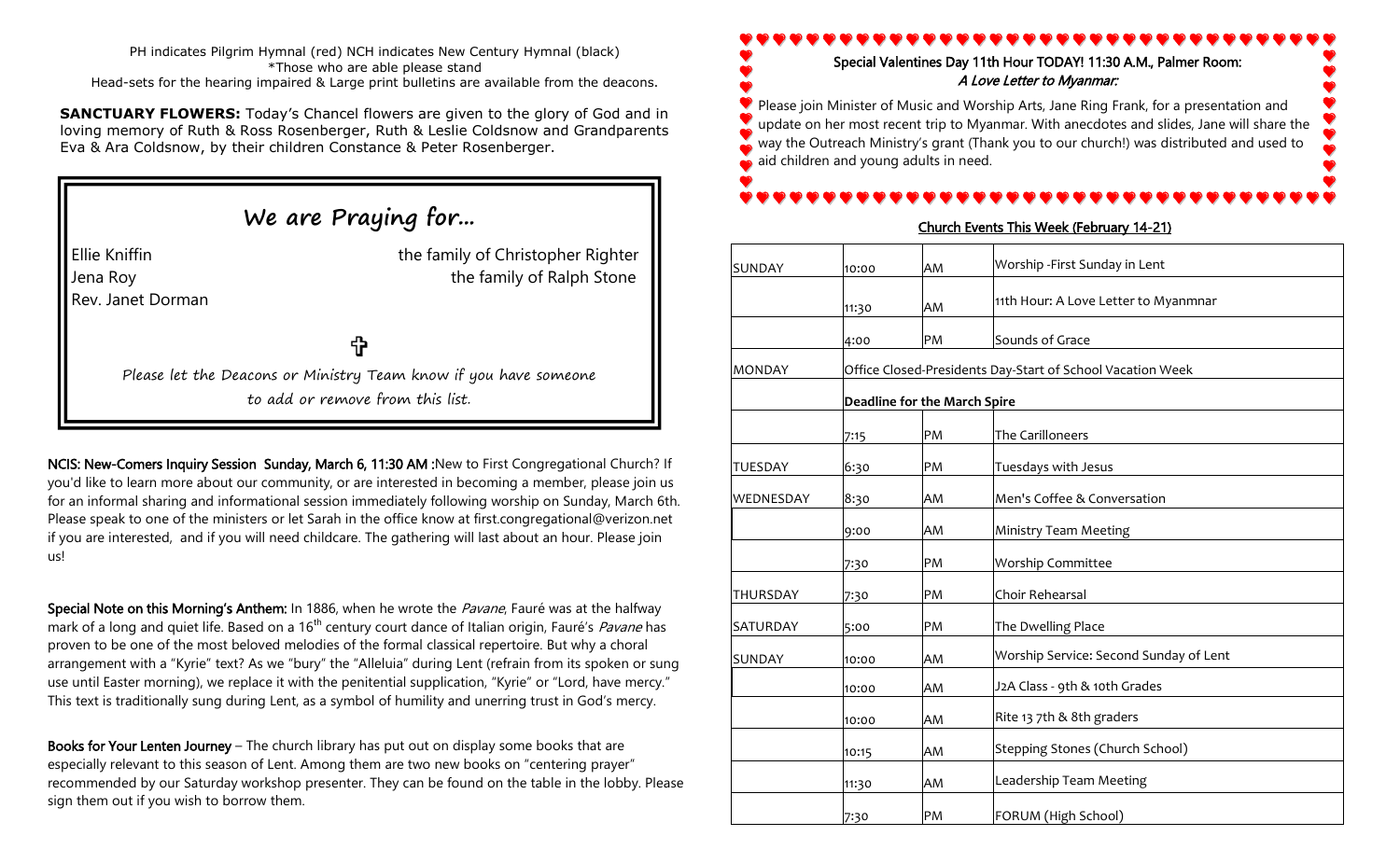PH indicates Pilgrim Hymnal (red) NCH indicates New Century Hymnal (black)
*Those who are able please stand
Head-sets for the hearing impaired & Large print bulletins are available from the deacons.

**SANCTUARY FLOWERS:** Today's Chancel flowers are given to the glory of God and in loving memory of Ruth & Ross Rosenberger, Ruth & Leslie Coldsnow and Grandparents Eva & Ara Coldsnow, by their children Constance & Peter Rosenberger.

## We are Praying for...

Ellie Kniffin
Jena Roy
Rev. Janet Dorman
the family of Christopher Righter
the family of Ralph Stone

✞

*Please let the Deacons or Ministry Team know if you have someone to add or remove from this list.*

**NCIS: New-Comers Inquiry Session Sunday, March 6, 11:30 AM :**New to First Congregational Church? If you'd like to learn more about our community, or are interested in becoming a member, please join us for an informal sharing and informational session immediately following worship on Sunday, March 6th. Please speak to one of the ministers or let Sarah in the office know at first.congregational@verizon.net if you are interested, and if you will need childcare. The gathering will last about an hour. Please join us!

**Special Note on this Morning's Anthem:** In 1886, when he wrote the *Pavane*, Fauré was at the halfway mark of a long and quiet life. Based on a 16th century court dance of Italian origin, Fauré's *Pavane* has proven to be one of the most beloved melodies of the formal classical repertoire. But why a choral arrangement with a "Kyrie" text? As we "bury" the "Alleluia" during Lent (refrain from its spoken or sung use until Easter morning), we replace it with the penitential supplication, "Kyrie" or "Lord, have mercy." This text is traditionally sung during Lent, as a symbol of humility and unerring trust in God's mercy.

**Books for Your Lenten Journey** – The church library has put out on display some books that are especially relevant to this season of Lent. Among them are two new books on "centering prayer" recommended by our Saturday workshop presenter. They can be found on the table in the lobby. Please sign them out if you wish to borrow them.

**Special Valentines Day 11th Hour TODAY! 11:30 A.M., Palmer Room:**
***A Love Letter to Myanmar:***

Please join Minister of Music and Worship Arts, Jane Ring Frank, for a presentation and update on her most recent trip to Myanmar. With anecdotes and slides, Jane will share the way the Outreach Ministry's grant (Thank you to our church!) was distributed and used to aid children and young adults in need.

**Church Events This Week (February 14-21)**

| | | | |
|---|---|---|---|
| SUNDAY | 10:00 | AM | Worship -First Sunday in Lent |
| | 11:30 | AM | 11th Hour: A Love Letter to Myanmnar |
| | 4:00 | PM | Sounds of Grace |
| MONDAY | Office Closed-Presidents Day-Start of School Vacation Week | | |
| | **Deadline for the March Spire** | | |
| | 7:15 | PM | The Carilloneers |
| TUESDAY | 6:30 | PM | Tuesdays with Jesus |
| WEDNESDAY | 8:30 | AM | Men's Coffee & Conversation |
| | 9:00 | AM | Ministry Team Meeting |
| | 7:30 | PM | Worship Committee |
| THURSDAY | 7:30 | PM | Choir Rehearsal |
| SATURDAY | 5:00 | PM | The Dwelling Place |
| SUNDAY | 10:00 | AM | Worship Service: Second Sunday of Lent |
| | 10:00 | AM | J2A Class - 9th & 10th Grades |
| | 10:00 | AM | Rite 13 7th & 8th graders |
| | 10:15 | AM | Stepping Stones (Church School) |
| | 11:30 | AM | Leadership Team Meeting |
| | 7:30 | PM | FORUM (High School) |